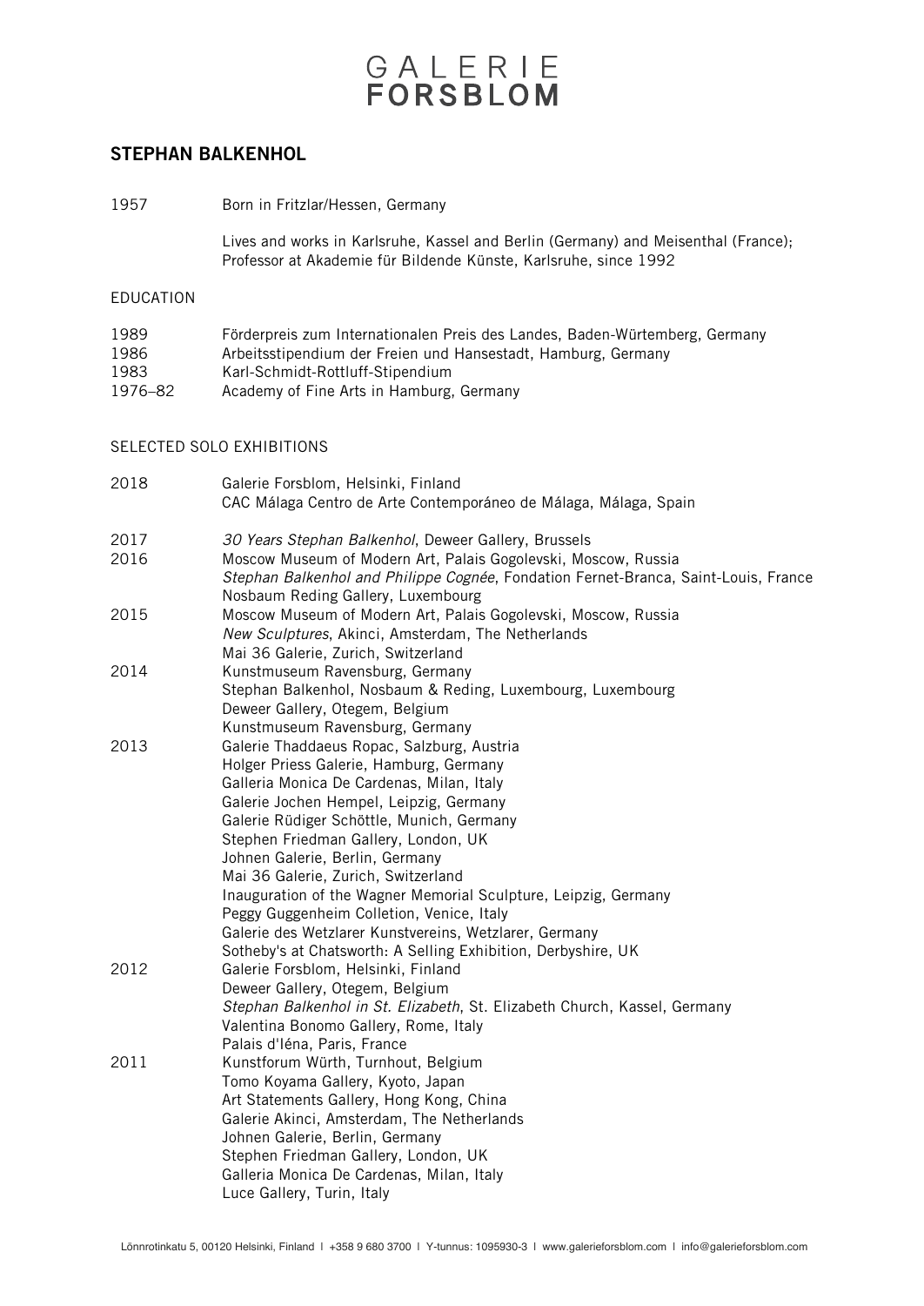# GALERIE FORSBLOM

## STEPHAN BALKENHOL

1957 Born in Fritzlar/Hessen, Germany

Lives and works in Karlsruhe, Kassel and Berlin (Germany) and Meisenthal (France); Professor at Akademie für Bildende Künste, Karlsruhe, since 1992

### EDUCATION

1989 Förderpreis zum Internationalen Preis des Landes, Baden-Würtemberg, Germany
1986 Arbeitsstipendium der Freien und Hansestadt, Hamburg, Germany
1983 Karl-Schmidt-Rottluff-Stipendium
1976–82 Academy of Fine Arts in Hamburg, Germany

### SELECTED SOLO EXHIBITIONS

**2018**
Galerie Forsblom, Helsinki, Finland
CAC Málaga Centro de Arte Contemporáneo de Málaga, Málaga, Spain

**2017**
*30 Years Stephan Balkenhol*, Deweer Gallery, Brussels

**2016**
Moscow Museum of Modern Art, Palais Gogolevski, Moscow, Russia
*Stephan Balkenhol and Philippe Cognée*, Fondation Fernet-Branca, Saint-Louis, France
Nosbaum Reding Gallery, Luxembourg

**2015**
Moscow Museum of Modern Art, Palais Gogolevski, Moscow, Russia
*New Sculptures*, Akinci, Amsterdam, The Netherlands
Mai 36 Galerie, Zurich, Switzerland

**2014**
Kunstmuseum Ravensburg, Germany
Stephan Balkenhol, Nosbaum & Reding, Luxembourg, Luxembourg
Deweer Gallery, Otegem, Belgium
Kunstmuseum Ravensburg, Germany

**2013**
Galerie Thaddaeus Ropac, Salzburg, Austria
Holger Priess Galerie, Hamburg, Germany
Galleria Monica De Cardenas, Milan, Italy
Galerie Jochen Hempel, Leipzig, Germany
Galerie Rüdiger Schöttle, Munich, Germany
Stephen Friedman Gallery, London, UK
Johnen Galerie, Berlin, Germany
Mai 36 Galerie, Zurich, Switzerland
Inauguration of the Wagner Memorial Sculpture, Leipzig, Germany
Peggy Guggenheim Colletion, Venice, Italy
Galerie des Wetzlarer Kunstvereins, Wetzlarer, Germany
Sotheby's at Chatsworth: A Selling Exhibition, Derbyshire, UK

**2012**
Galerie Forsblom, Helsinki, Finland
Deweer Gallery, Otegem, Belgium
*Stephan Balkenhol in St. Elizabeth*, St. Elizabeth Church, Kassel, Germany
Valentina Bonomo Gallery, Rome, Italy
Palais d'Iéna, Paris, France

**2011**
Kunstforum Würth, Turnhout, Belgium
Tomo Koyama Gallery, Kyoto, Japan
Art Statements Gallery, Hong Kong, China
Galerie Akinci, Amsterdam, The Netherlands
Johnen Galerie, Berlin, Germany
Stephen Friedman Gallery, London, UK
Galleria Monica De Cardenas, Milan, Italy
Luce Gallery, Turin, Italy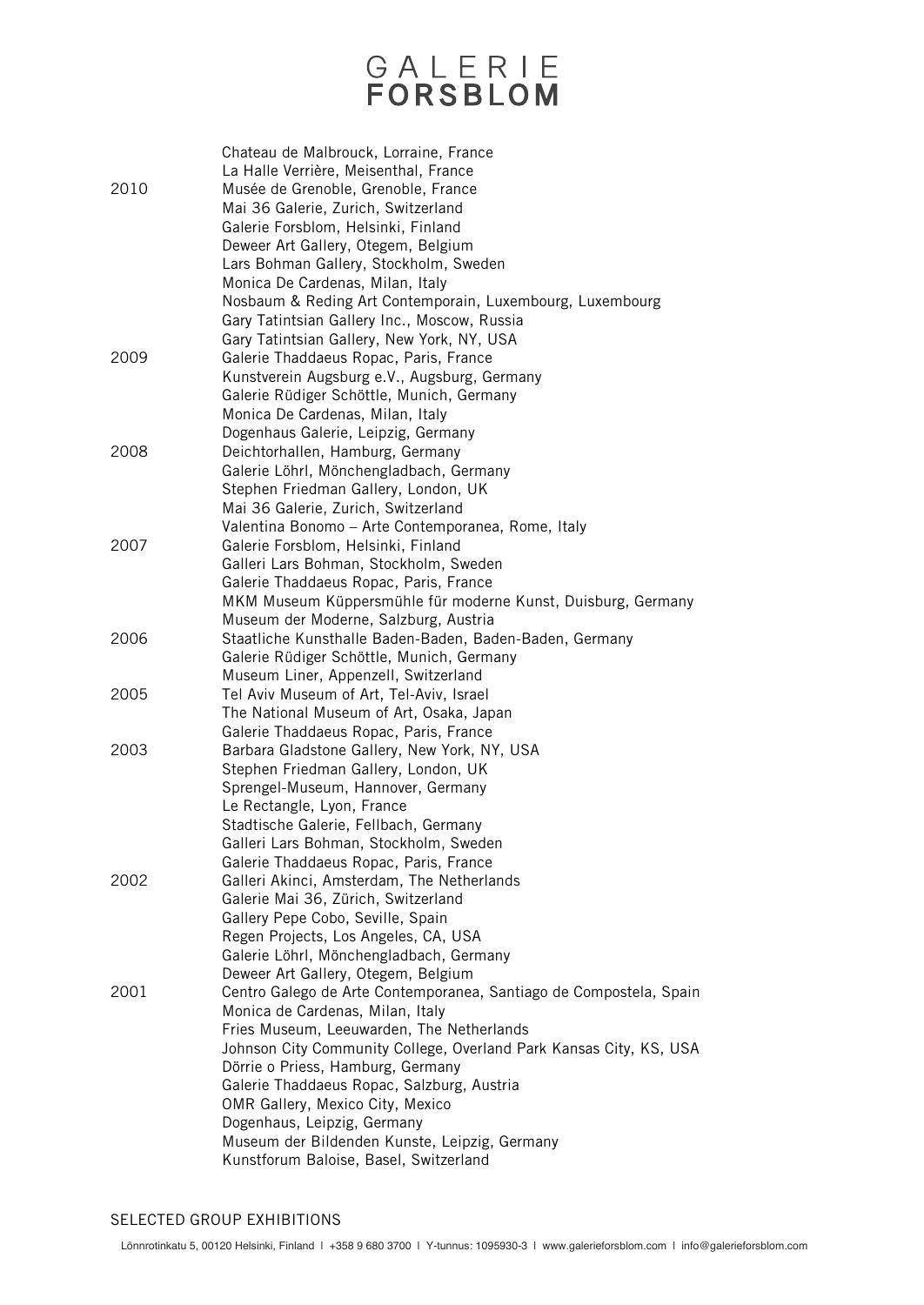| | |
|---|---|
| | Chateau de Malbrouck, Lorraine, France |
| | La Halle Verrière, Meisenthal, France |
| 2010 | Musée de Grenoble, Grenoble, France |
| | Mai 36 Galerie, Zurich, Switzerland |
| | Galerie Forsblom, Helsinki, Finland |
| | Deweer Art Gallery, Otegem, Belgium |
| | Lars Bohman Gallery, Stockholm, Sweden |
| | Monica De Cardenas, Milan, Italy |
| | Nosbaum & Reding Art Contemporain, Luxembourg, Luxembourg |
| | Gary Tatintsian Gallery Inc., Moscow, Russia |
| | Gary Tatintsian Gallery, New York, NY, USA |
| 2009 | Galerie Thaddaeus Ropac, Paris, France |
| | Kunstverein Augsburg e.V., Augsburg, Germany |
| | Galerie Rüdiger Schöttle, Munich, Germany |
| | Monica De Cardenas, Milan, Italy |
| | Dogenhaus Galerie, Leipzig, Germany |
| 2008 | Deichtorhallen, Hamburg, Germany |
| | Galerie Löhrl, Mönchengladbach, Germany |
| | Stephen Friedman Gallery, London, UK |
| | Mai 36 Galerie, Zurich, Switzerland |
| | Valentina Bonomo – Arte Contemporanea, Rome, Italy |
| 2007 | Galerie Forsblom, Helsinki, Finland |
| | Galleri Lars Bohman, Stockholm, Sweden |
| | Galerie Thaddaeus Ropac, Paris, France |
| | MKM Museum Küppersmühle für moderne Kunst, Duisburg, Germany |
| | Museum der Moderne, Salzburg, Austria |
| 2006 | Staatliche Kunsthalle Baden-Baden, Baden-Baden, Germany |
| | Galerie Rüdiger Schöttle, Munich, Germany |
| | Museum Liner, Appenzell, Switzerland |
| 2005 | Tel Aviv Museum of Art, Tel-Aviv, Israel |
| | The National Museum of Art, Osaka, Japan |
| | Galerie Thaddaeus Ropac, Paris, France |
| 2003 | Barbara Gladstone Gallery, New York, NY, USA |
| | Stephen Friedman Gallery, London, UK |
| | Sprengel-Museum, Hannover, Germany |
| | Le Rectangle, Lyon, France |
| | Stadtische Galerie, Fellbach, Germany |
| | Galleri Lars Bohman, Stockholm, Sweden |
| | Galerie Thaddaeus Ropac, Paris, France |
| 2002 | Galleri Akinci, Amsterdam, The Netherlands |
| | Galerie Mai 36, Zürich, Switzerland |
| | Gallery Pepe Cobo, Seville, Spain |
| | Regen Projects, Los Angeles, CA, USA |
| | Galerie Löhrl, Mönchengladbach, Germany |
| | Deweer Art Gallery, Otegem, Belgium |
| 2001 | Centro Galego de Arte Contemporanea, Santiago de Compostela, Spain |
| | Monica de Cardenas, Milan, Italy |
| | Fries Museum, Leeuwarden, The Netherlands |
| | Johnson City Community College, Overland Park Kansas City, KS, USA |
| | Dörrie o Priess, Hamburg, Germany |
| | Galerie Thaddaeus Ropac, Salzburg, Austria |
| | OMR Gallery, Mexico City, Mexico |
| | Dogenhaus, Leipzig, Germany |
| | Museum der Bildenden Kunste, Leipzig, Germany |
| | Kunstforum Baloise, Basel, Switzerland |

## SELECTED GROUP EXHIBITIONS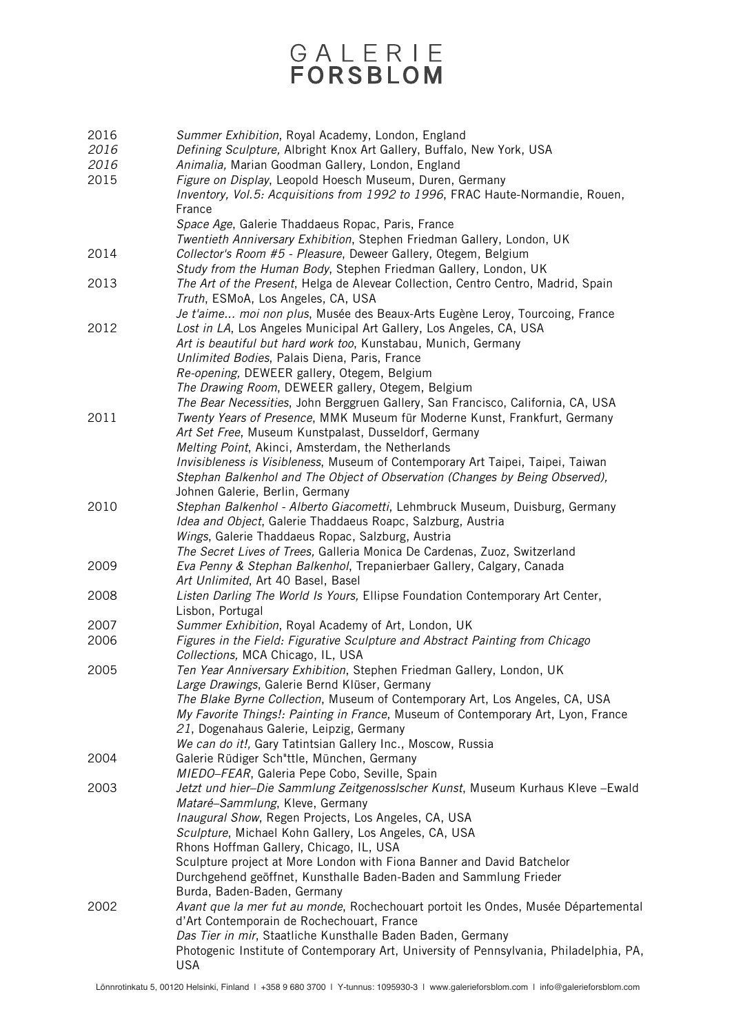| | |
|---|---|
| 2016 | *Summer Exhibition*, Royal Academy, London, England |
| *2016* | *Defining Sculpture,* Albright Knox Art Gallery, Buffalo, New York, USA |
| *2016* | *Animalia,* Marian Goodman Gallery, London, England |
| 2015 | *Figure on Display*, Leopold Hoesch Museum, Duren, Germany |
| | *Inventory, Vol.5: Acquisitions from 1992 to 1996*, FRAC Haute-Normandie, Rouen, France |
| | *Space Age*, Galerie Thaddaeus Ropac, Paris, France |
| | *Twentieth Anniversary Exhibition*, Stephen Friedman Gallery, London, UK |
| 2014 | *Collector's Room #5 - Pleasure*, Deweer Gallery, Otegem, Belgium |
| | *Study from the Human Body*, Stephen Friedman Gallery, London, UK |
| 2013 | *The Art of the Present*, Helga de Alevear Collection, Centro Centro, Madrid, Spain |
| | *Truth*, ESMoA, Los Angeles, CA, USA |
| | *Je t'aime... moi non plus*, Musée des Beaux-Arts Eugène Leroy, Tourcoing, France |
| 2012 | *Lost in LA*, Los Angeles Municipal Art Gallery, Los Angeles, CA, USA |
| | *Art is beautiful but hard work too*, Kunstabau, Munich, Germany |
| | *Unlimited Bodies*, Palais Diena, Paris, France |
| | *Re-opening,* DEWEER gallery, Otegem, Belgium |
| | *The Drawing Room*, DEWEER gallery, Otegem, Belgium |
| | *The Bear Necessities*, John Berggruen Gallery, San Francisco, California, CA, USA |
| 2011 | *Twenty Years of Presence*, MMK Museum für Moderne Kunst, Frankfurt, Germany |
| | *Art Set Free*, Museum Kunstpalast, Dusseldorf, Germany |
| | *Melting Point*, Akinci, Amsterdam, the Netherlands |
| | *Invisibleness is Visibleness*, Museum of Contemporary Art Taipei, Taipei, Taiwan |
| | *Stephan Balkenhol and The Object of Observation (Changes by Being Observed),* Johnen Galerie, Berlin, Germany |
| 2010 | *Stephan Balkenhol - Alberto Giacometti*, Lehmbruck Museum, Duisburg, Germany |
| | *Idea and Object*, Galerie Thaddaeus Roapc, Salzburg, Austria |
| | *Wings*, Galerie Thaddaeus Ropac, Salzburg, Austria |
| | *The Secret Lives of Trees,* Galleria Monica De Cardenas, Zuoz, Switzerland |
| 2009 | *Eva Penny & Stephan Balkenhol*, Trepanierbaer Gallery, Calgary, Canada |
| | *Art Unlimited*, Art 40 Basel, Basel |
| 2008 | *Listen Darling The World Is Yours,* Ellipse Foundation Contemporary Art Center, Lisbon, Portugal |
| 2007 | *Summer Exhibition*, Royal Academy of Art, London, UK |
| 2006 | *Figures in the Field: Figurative Sculpture and Abstract Painting from Chicago Collections,* MCA Chicago, IL, USA |
| 2005 | *Ten Year Anniversary Exhibition*, Stephen Friedman Gallery, London, UK |
| | *Large Drawings*, Galerie Bernd Klüser, Germany |
| | *The Blake Byrne Collection*, Museum of Contemporary Art, Los Angeles, CA, USA |
| | *My Favorite Things!: Painting in France*, Museum of Contemporary Art, Lyon, France |
| | *21*, Dogenahaus Galerie, Leipzig, Germany |
| | *We can do it!,* Gary Tatintsian Gallery Inc., Moscow, Russia |
| 2004 | Galerie Rüdiger Sch"ttle, München, Germany |
| | *MIEDO–FEAR*, Galeria Pepe Cobo, Seville, Spain |
| 2003 | *Jetzt und hier–Die Sammlung Zeitgenosslscher Kunst*, Museum Kurhaus Kleve –Ewald *Mataré–Sammlung*, Kleve, Germany |
| | *Inaugural Show*, Regen Projects, Los Angeles, CA, USA |
| | *Sculpture*, Michael Kohn Gallery, Los Angeles, CA, USA |
| | Rhons Hoffman Gallery, Chicago, IL, USA |
| | Sculpture project at More London with Fiona Banner and David Batchelor |
| | Durchgehend geöffnet, Kunsthalle Baden-Baden and Sammlung Frieder Burda, Baden-Baden, Germany |
| 2002 | *Avant que la mer fut au monde*, Rochechouart portoit les Ondes, Musée Départemental d'Art Contemporain de Rochechouart, France |
| | *Das Tier in mir*, Staatliche Kunsthalle Baden Baden, Germany |
| | Photogenic Institute of Contemporary Art, University of Pennsylvania, Philadelphia, PA, USA |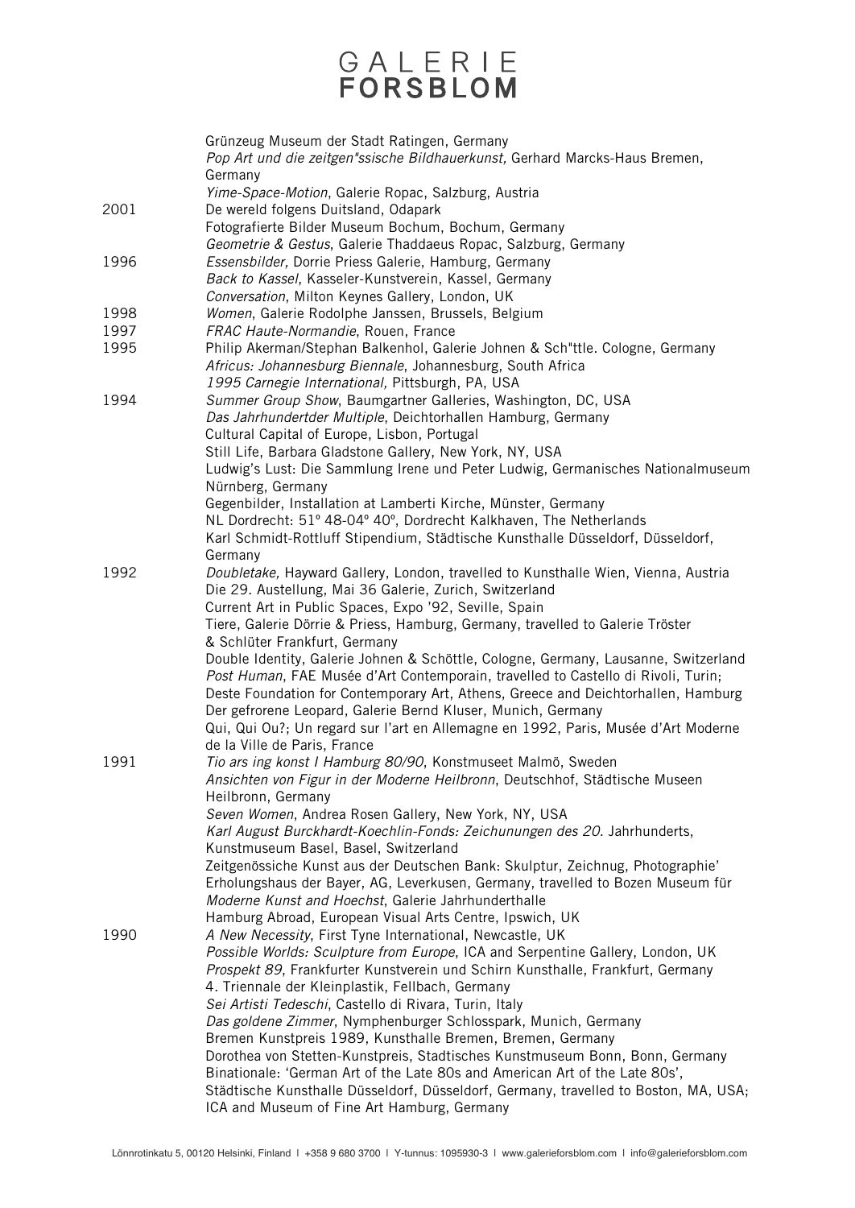| | |
|---|---|
| | Grünzeug Museum der Stadt Ratingen, Germany |
| | *Pop Art und die zeitgen"ssische Bildhauerkunst,* Gerhard Marcks-Haus Bremen, Germany |
| | *Yime-Space-Motion*, Galerie Ropac, Salzburg, Austria |
| 2001 | De wereld folgens Duitsland, Odapark |
| | Fotografierte Bilder Museum Bochum, Bochum, Germany |
| | *Geometrie & Gestus*, Galerie Thaddaeus Ropac, Salzburg, Germany |
| 1996 | *Essensbilder,* Dorrie Priess Galerie, Hamburg, Germany |
| | *Back to Kassel*, Kasseler-Kunstverein, Kassel, Germany |
| | *Conversation*, Milton Keynes Gallery, London, UK |
| 1998 | *Women*, Galerie Rodolphe Janssen, Brussels, Belgium |
| 1997 | *FRAC Haute-Normandie*, Rouen, France |
| 1995 | Philip Akerman/Stephan Balkenhol, Galerie Johnen & Sch"ttle. Cologne, Germany |
| | *Africus: Johannesburg Biennale*, Johannesburg, South Africa |
| | *1995 Carnegie International,* Pittsburgh, PA, USA |
| 1994 | *Summer Group Show*, Baumgartner Galleries, Washington, DC, USA |
| | *Das Jahrhundertder Multiple*, Deichtorhallen Hamburg, Germany |
| | Cultural Capital of Europe, Lisbon, Portugal |
| | Still Life, Barbara Gladstone Gallery, New York, NY, USA |
| | Ludwig's Lust: Die Sammlung Irene und Peter Ludwig, Germanisches Nationalmuseum Nürnberg, Germany |
| | Gegenbilder, Installation at Lamberti Kirche, Münster, Germany |
| | NL Dordrecht: 51º 48-04º 40º, Dordrecht Kalkhaven, The Netherlands |
| | Karl Schmidt-Rottluff Stipendium, Städtische Kunsthalle Düsseldorf, Düsseldorf, Germany |
| 1992 | *Doubletake,* Hayward Gallery, London, travelled to Kunsthalle Wien, Vienna, Austria |
| | Die 29. Austellung, Mai 36 Galerie, Zurich, Switzerland |
| | Current Art in Public Spaces, Expo '92, Seville, Spain |
| | Tiere, Galerie Dörrie & Priess, Hamburg, Germany, travelled to Galerie Tröster & Schlüter Frankfurt, Germany |
| | Double Identity, Galerie Johnen & Schöttle, Cologne, Germany, Lausanne, Switzerland |
| | *Post Human*, FAE Musée d'Art Contemporain, travelled to Castello di Rivoli, Turin; Deste Foundation for Contemporary Art, Athens, Greece and Deichtorhallen, Hamburg |
| | Der gefrorene Leopard, Galerie Bernd Kluser, Munich, Germany |
| | Qui, Qui Ou?; Un regard sur l'art en Allemagne en 1992, Paris, Musée d'Art Moderne de la Ville de Paris, France |
| 1991 | *Tio ars ing konst I Hamburg 80/90*, Konstmuseet Malmö, Sweden |
| | *Ansichten von Figur in der Moderne Heilbronn*, Deutschhof, Städtische Museen Heilbronn, Germany |
| | *Seven Women*, Andrea Rosen Gallery, New York, NY, USA |
| | *Karl August Burckhardt-Koechlin-Fonds: Zeichunungen des 20.* Jahrhunderts, Kunstmuseum Basel, Basel, Switzerland |
| | Zeitgenössiche Kunst aus der Deutschen Bank: Skulptur, Zeichnug, Photographie' Erholungshaus der Bayer, AG, Leverkusen, Germany, travelled to Bozen Museum für *Moderne Kunst and Hoechst*, Galerie Jahrhunderthalle |
| | Hamburg Abroad, European Visual Arts Centre, Ipswich, UK |
| 1990 | *A New Necessity*, First Tyne International, Newcastle, UK |
| | *Possible Worlds: Sculpture from Europe*, ICA and Serpentine Gallery, London, UK |
| | *Prospekt 89*, Frankfurter Kunstverein und Schirn Kunsthalle, Frankfurt, Germany |
| | 4. Triennale der Kleinplastik, Fellbach, Germany |
| | *Sei Artisti Tedeschi*, Castello di Rivara, Turin, Italy |
| | *Das goldene Zimmer*, Nymphenburger Schlosspark, Munich, Germany |
| | Bremen Kunstpreis 1989, Kunsthalle Bremen, Bremen, Germany |
| | Dorothea von Stetten-Kunstpreis, Stadtisches Kunstmuseum Bonn, Bonn, Germany |
| | Binationale: 'German Art of the Late 80s and American Art of the Late 80s', Städtische Kunsthalle Düsseldorf, Düsseldorf, Germany, travelled to Boston, MA, USA; ICA and Museum of Fine Art Hamburg, Germany |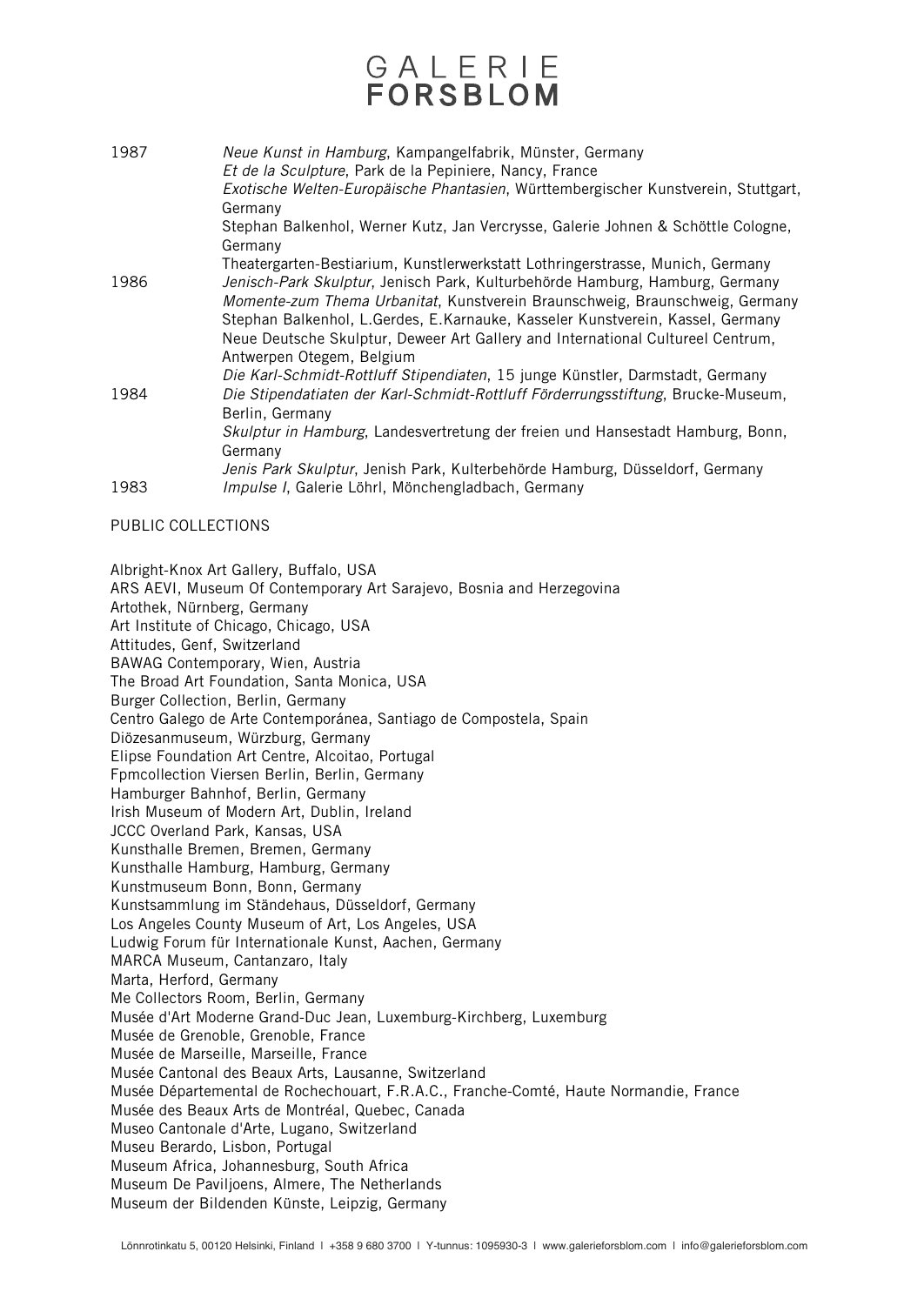1987 *Neue Kunst in Hamburg*, Kampangelfabrik, Münster, Germany
*Et de la Sculpture*, Park de la Pepiniere, Nancy, France
*Exotische Welten-Europäische Phantasien*, Württembergischer Kunstverein, Stuttgart, Germany
Stephan Balkenhol, Werner Kutz, Jan Vercrysse, Galerie Johnen & Schöttle Cologne, Germany
Theatergarten-Bestiarium, Kunstlerwerkstatt Lothringerstrasse, Munich, Germany

1986 *Jenisch-Park Skulptur*, Jenisch Park, Kulturbehörde Hamburg, Hamburg, Germany
*Momente-zum Thema Urbanitat*, Kunstverein Braunschweig, Braunschweig, Germany
Stephan Balkenhol, L.Gerdes, E.Karnauke, Kasseler Kunstverein, Kassel, Germany
Neue Deutsche Skulptur, Deweer Art Gallery and International Cultureel Centrum, Antwerpen Otegem, Belgium
*Die Karl-Schmidt-Rottluff Stipendiaten*, 15 junge Künstler, Darmstadt, Germany

1984 *Die Stipendatiaten der Karl-Schmidt-Rottluff Förderrungsstiftung*, Brucke-Museum, Berlin, Germany
*Skulptur in Hamburg*, Landesvertretung der freien und Hansestadt Hamburg, Bonn, Germany
*Jenis Park Skulptur*, Jenish Park, Kulterbehörde Hamburg, Düsseldorf, Germany

1983 *Impulse I*, Galerie Löhrl, Mönchengladbach, Germany

PUBLIC COLLECTIONS

Albright-Knox Art Gallery, Buffalo, USA
ARS AEVI, Museum Of Contemporary Art Sarajevo, Bosnia and Herzegovina
Artothek, Nürnberg, Germany
Art Institute of Chicago, Chicago, USA
Attitudes, Genf, Switzerland
BAWAG Contemporary, Wien, Austria
The Broad Art Foundation, Santa Monica, USA
Burger Collection, Berlin, Germany
Centro Galego de Arte Contemporánea, Santiago de Compostela, Spain
Diözesanmuseum, Würzburg, Germany
Elipse Foundation Art Centre, Alcoitao, Portugal
Fpmcollection Viersen Berlin, Berlin, Germany
Hamburger Bahnhof, Berlin, Germany
Irish Museum of Modern Art, Dublin, Ireland
JCCC Overland Park, Kansas, USA
Kunsthalle Bremen, Bremen, Germany
Kunsthalle Hamburg, Hamburg, Germany
Kunstmuseum Bonn, Bonn, Germany
Kunstsammlung im Ständehaus, Düsseldorf, Germany
Los Angeles County Museum of Art, Los Angeles, USA
Ludwig Forum für Internationale Kunst, Aachen, Germany
MARCA Museum, Cantanzaro, Italy
Marta, Herford, Germany
Me Collectors Room, Berlin, Germany
Musée d'Art Moderne Grand-Duc Jean, Luxemburg-Kirchberg, Luxemburg
Musée de Grenoble, Grenoble, France
Musée de Marseille, Marseille, France
Musée Cantonal des Beaux Arts, Lausanne, Switzerland
Musée Départemental de Rochechouart, F.R.A.C., Franche-Comté, Haute Normandie, France
Musée des Beaux Arts de Montréal, Quebec, Canada
Museo Cantonale d'Arte, Lugano, Switzerland
Museu Berardo, Lisbon, Portugal
Museum Africa, Johannesburg, South Africa
Museum De Paviljoens, Almere, The Netherlands
Museum der Bildenden Künste, Leipzig, Germany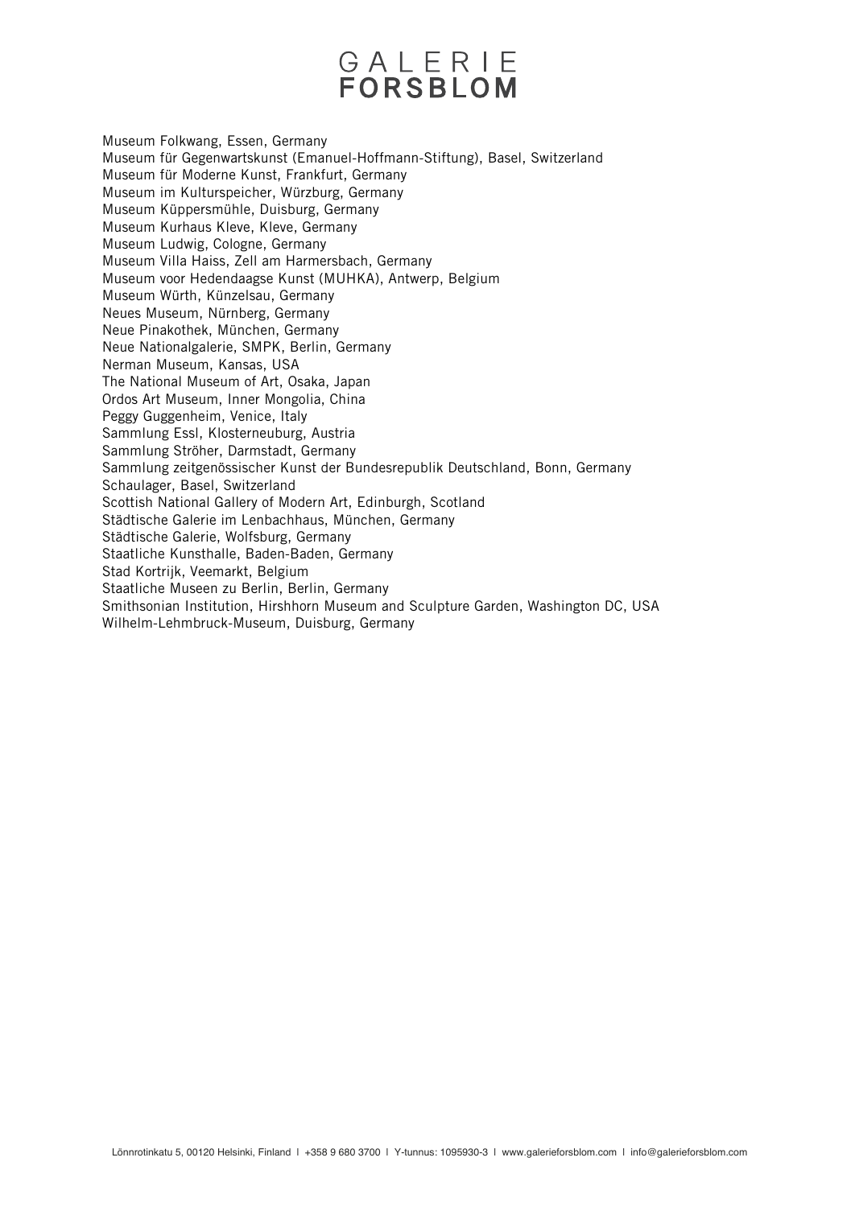Museum Folkwang, Essen, Germany
Museum für Gegenwartskunst (Emanuel-Hoffmann-Stiftung), Basel, Switzerland
Museum für Moderne Kunst, Frankfurt, Germany
Museum im Kulturspeicher, Würzburg, Germany
Museum Küppersmühle, Duisburg, Germany
Museum Kurhaus Kleve, Kleve, Germany
Museum Ludwig, Cologne, Germany
Museum Villa Haiss, Zell am Harmersbach, Germany
Museum voor Hedendaagse Kunst (MUHKA), Antwerp, Belgium
Museum Würth, Künzelsau, Germany
Neues Museum, Nürnberg, Germany
Neue Pinakothek, München, Germany
Neue Nationalgalerie, SMPK, Berlin, Germany
Nerman Museum, Kansas, USA
The National Museum of Art, Osaka, Japan
Ordos Art Museum, Inner Mongolia, China
Peggy Guggenheim, Venice, Italy
Sammlung Essl, Klosterneuburg, Austria
Sammlung Ströher, Darmstadt, Germany
Sammlung zeitgenössischer Kunst der Bundesrepublik Deutschland, Bonn, Germany
Schaulager, Basel, Switzerland
Scottish National Gallery of Modern Art, Edinburgh, Scotland
Städtische Galerie im Lenbachhaus, München, Germany
Städtische Galerie, Wolfsburg, Germany
Staatliche Kunsthalle, Baden-Baden, Germany
Stad Kortrijk, Veemarkt, Belgium
Staatliche Museen zu Berlin, Berlin, Germany
Smithsonian Institution, Hirshhorn Museum and Sculpture Garden, Washington DC, USA
Wilhelm-Lehmbruck-Museum, Duisburg, Germany